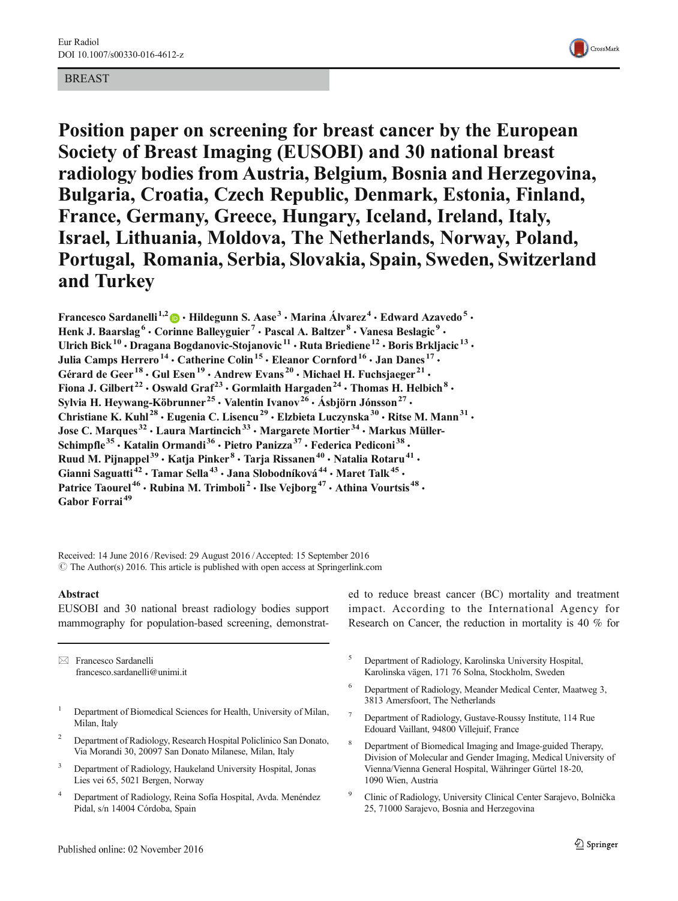BREAST

# Position paper on screening for breast cancer by the European Society of Breast Imaging (EUSOBI) and 30 national breast radiology bodies from Austria, Belgium, Bosnia and Herzegovina, Bulgaria, Croatia, Czech Republic, Denmark, Estonia, Finland, France, Germany, Greece, Hungary, Iceland, Ireland, Italy, Israel, Lithuania, Moldova, The Netherlands, Norway, Poland, Portugal, Romania, Serbia, Slovakia, Spain, Sweden, Switzerland and Turkey

**Francesco Sardanelli[1,2] · Hildegunn S. Aase[3] · Marina Álvarez[4] · Edward Azavedo[5] · Henk J. Baarslag[6] · Corinne Balleyguier[7] · Pascal A. Baltzer[8] · Vanesa Beslagic[9] · Ulrich Bick[10] · Dragana Bogdanovic-Stojanovic[11] · Ruta Briediene[12] · Boris Brkljacic[13] · Julia Camps Herrero[14] · Catherine Colin[15] · Eleanor Cornford[16] · Jan Danes[17] · Gérard de Geer[18] · Gul Esen[19] · Andrew Evans[20] · Michael H. Fuchsjaeger[21] · Fiona J. Gilbert[22] · Oswald Graf[23] · Gormlaith Hargaden[24] · Thomas H. Helbich[8] · Sylvia H. Heywang-Köbrunner[25] · Valentin Ivanov[26] · Ásbjörn Jónsson[27] · Christiane K. Kuhl[28] · Eugenia C. Lisencu[29] · Elzbieta Luczynska[30] · Ritse M. Mann[31] · Jose C. Marques[32] · Laura Martincich[33] · Margarete Mortier[34] · Markus Müller-Schimpfle[35] · Katalin Ormandi[36] · Pietro Panizza[37] · Federica Pediconi[38] · Ruud M. Pijnappel[39] · Katja Pinker[8] · Tarja Rissanen[40] · Natalia Rotaru[41] · Gianni Saguatti[42] · Tamar Sella[43] · Jana Slobodníková[44] · Maret Talk[45] · Patrice Taourel[46] · Rubina M. Trimboli[2] · Ilse Vejborg[47] · Athina Vourtsis[48] · Gabor Forrai[49]**

Received: 14 June 2016 / Revised: 29 August 2016 / Accepted: 15 September 2016
© The Author(s) 2016. This article is published with open access at Springerlink.com

## Abstract

EUSOBI and 30 national breast radiology bodies support mammography for population-based screening, demonstrated to reduce breast cancer (BC) mortality and treatment impact. According to the International Agency for Research on Cancer, the reduction in mortality is 40 % for

✉ Francesco Sardanelli
francesco.sardanelli@unimi.it

1 Department of Biomedical Sciences for Health, University of Milan, Milan, Italy

2 Department of Radiology, Research Hospital Policlinico San Donato, Via Morandi 30, 20097 San Donato Milanese, Milan, Italy

3 Department of Radiology, Haukeland University Hospital, Jonas Lies vei 65, 5021 Bergen, Norway

4 Department of Radiology, Reina Sofía Hospital, Avda. Menéndez Pidal, s/n 14004 Córdoba, Spain

5 Department of Radiology, Karolinska University Hospital, Karolinska vägen, 171 76 Solna, Stockholm, Sweden

6 Department of Radiology, Meander Medical Center, Maatweg 3, 3813 Amersfoort, The Netherlands

7 Department of Radiology, Gustave-Roussy Institute, 114 Rue Edouard Vaillant, 94800 Villejuif, France

8 Department of Biomedical Imaging and Image-guided Therapy, Division of Molecular and Gender Imaging, Medical University of Vienna/Vienna General Hospital, Währinger Gürtel 18-20, 1090 Wien, Austria

9 Clinic of Radiology, University Clinical Center Sarajevo, Bolnička 25, 71000 Sarajevo, Bosnia and Herzegovina

Published online: 02 November 2016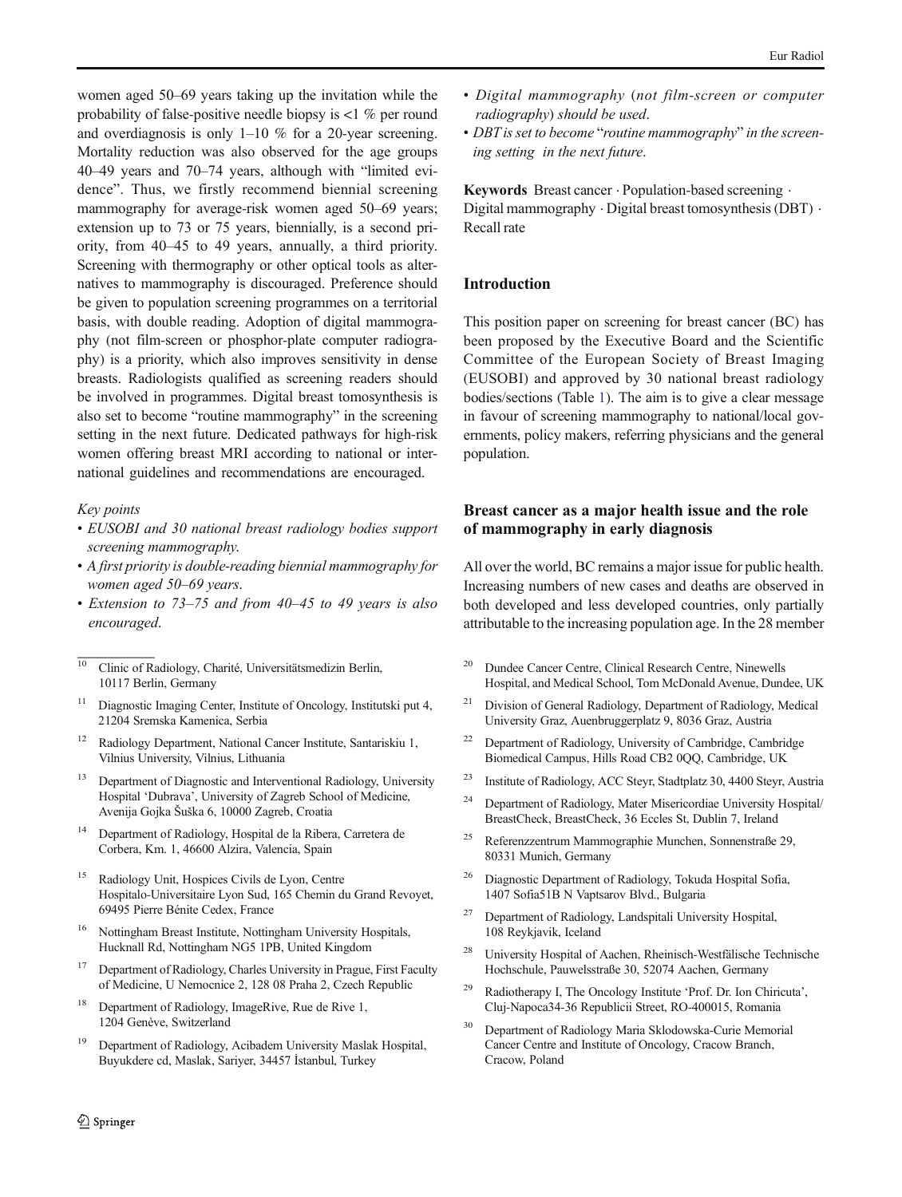women aged 50–69 years taking up the invitation while the probability of false-positive needle biopsy is <1 % per round and overdiagnosis is only 1–10 % for a 20-year screening. Mortality reduction was also observed for the age groups 40–49 years and 70–74 years, although with "limited evidence". Thus, we firstly recommend biennial screening mammography for average-risk women aged 50–69 years; extension up to 73 or 75 years, biennially, is a second priority, from 40–45 to 49 years, annually, a third priority. Screening with thermography or other optical tools as alternatives to mammography is discouraged. Preference should be given to population screening programmes on a territorial basis, with double reading. Adoption of digital mammography (not film-screen or phosphor-plate computer radiography) is a priority, which also improves sensitivity in dense breasts. Radiologists qualified as screening readers should be involved in programmes. Digital breast tomosynthesis is also set to become "routine mammography" in the screening setting in the next future. Dedicated pathways for high-risk women offering breast MRI according to national or international guidelines and recommendations are encouraged.

*Key points*

- *EUSOBI and 30 national breast radiology bodies support screening mammography.*
- *A first priority is double-reading biennial mammography for women aged 50–69 years.*
- *Extension to 73–75 and from 40–45 to 49 years is also encouraged.*
- *Digital mammography (not film-screen or computer radiography) should be used.*
- *DBT is set to become "routine mammography" in the screening setting in the next future.*

**Keywords** Breast cancer · Population-based screening · Digital mammography · Digital breast tomosynthesis (DBT) · Recall rate

## Introduction

This position paper on screening for breast cancer (BC) has been proposed by the Executive Board and the Scientific Committee of the European Society of Breast Imaging (EUSOBI) and approved by 30 national breast radiology bodies/sections (Table 1). The aim is to give a clear message in favour of screening mammography to national/local governments, policy makers, referring physicians and the general population.

## Breast cancer as a major health issue and the role of mammography in early diagnosis

All over the world, BC remains a major issue for public health. Increasing numbers of new cases and deaths are observed in both developed and less developed countries, only partially attributable to the increasing population age. In the 28 member

[10] Clinic of Radiology, Charité, Universitätsmedizin Berlin, 10117 Berlin, Germany

[11] Diagnostic Imaging Center, Institute of Oncology, Institutski put 4, 21204 Sremska Kamenica, Serbia

[12] Radiology Department, National Cancer Institute, Santariskiu 1, Vilnius University, Vilnius, Lithuania

[13] Department of Diagnostic and Interventional Radiology, University Hospital 'Dubrava', University of Zagreb School of Medicine, Avenija Gojka Šuška 6, 10000 Zagreb, Croatia

[14] Department of Radiology, Hospital de la Ribera, Carretera de Corbera, Km. 1, 46600 Alzira, Valencia, Spain

[15] Radiology Unit, Hospices Civils de Lyon, Centre Hospitalo-Universitaire Lyon Sud, 165 Chemin du Grand Revoyet, 69495 Pierre Bénite Cedex, France

[16] Nottingham Breast Institute, Nottingham University Hospitals, Hucknall Rd, Nottingham NG5 1PB, United Kingdom

[17] Department of Radiology, Charles University in Prague, First Faculty of Medicine, U Nemocnice 2, 128 08 Praha 2, Czech Republic

[18] Department of Radiology, ImageRive, Rue de Rive 1, 1204 Genève, Switzerland

[19] Department of Radiology, Acibadem University Maslak Hospital, Buyukdere cd, Maslak, Sariyer, 34457 İstanbul, Turkey

[20] Dundee Cancer Centre, Clinical Research Centre, Ninewells Hospital, and Medical School, Tom McDonald Avenue, Dundee, UK

[21] Division of General Radiology, Department of Radiology, Medical University Graz, Auenbruggerplatz 9, 8036 Graz, Austria

[22] Department of Radiology, University of Cambridge, Cambridge Biomedical Campus, Hills Road CB2 0QQ, Cambridge, UK

[23] Institute of Radiology, ACC Steyr, Stadtplatz 30, 4400 Steyr, Austria

[24] Department of Radiology, Mater Misericordiae University Hospital/ BreastCheck, BreastCheck, 36 Eccles St, Dublin 7, Ireland

[25] Referenzzentrum Mammographie Munchen, Sonnenstraße 29, 80331 Munich, Germany

[26] Diagnostic Department of Radiology, Tokuda Hospital Sofia, 1407 Sofia51B N Vaptsarov Blvd., Bulgaria

[27] Department of Radiology, Landspitali University Hospital, 108 Reykjavik, Iceland

[28] University Hospital of Aachen, Rheinisch-Westfälische Technische Hochschule, Pauwelsstraße 30, 52074 Aachen, Germany

[29] Radiotherapy I, The Oncology Institute 'Prof. Dr. Ion Chiricuta', Cluj-Napoca34-36 Republicii Street, RO-400015, Romania

[30] Department of Radiology Maria Sklodowska-Curie Memorial Cancer Centre and Institute of Oncology, Cracow Branch, Cracow, Poland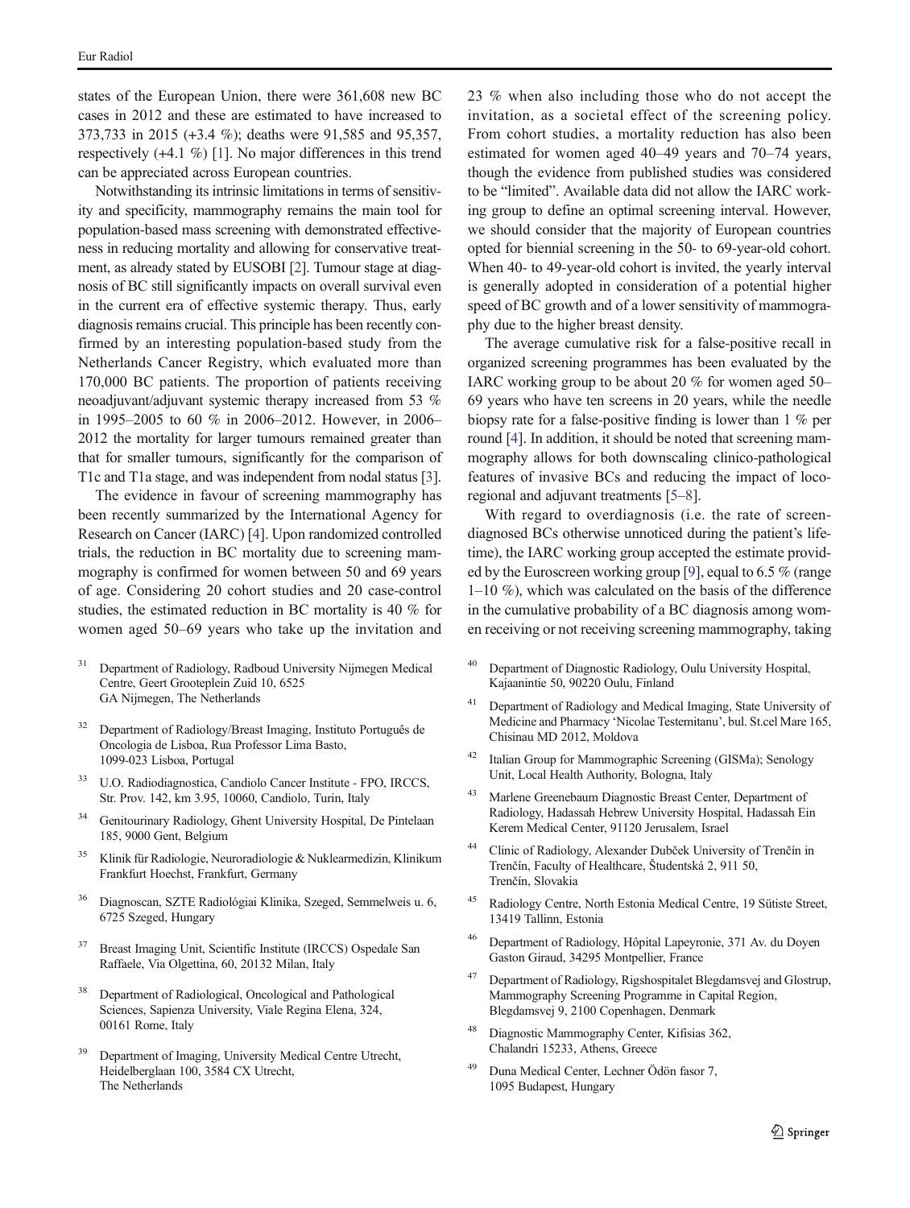states of the European Union, there were 361,608 new BC cases in 2012 and these are estimated to have increased to 373,733 in 2015 (+3.4 %); deaths were 91,585 and 95,357, respectively (+4.1 %) [1]. No major differences in this trend can be appreciated across European countries.

Notwithstanding its intrinsic limitations in terms of sensitivity and specificity, mammography remains the main tool for population-based mass screening with demonstrated effectiveness in reducing mortality and allowing for conservative treatment, as already stated by EUSOBI [2]. Tumour stage at diagnosis of BC still significantly impacts on overall survival even in the current era of effective systemic therapy. Thus, early diagnosis remains crucial. This principle has been recently confirmed by an interesting population-based study from the Netherlands Cancer Registry, which evaluated more than 170,000 BC patients. The proportion of patients receiving neoadjuvant/adjuvant systemic therapy increased from 53 % in 1995–2005 to 60 % in 2006–2012. However, in 2006–2012 the mortality for larger tumours remained greater than that for smaller tumours, significantly for the comparison of T1c and T1a stage, and was independent from nodal status [3].

The evidence in favour of screening mammography has been recently summarized by the International Agency for Research on Cancer (IARC) [4]. Upon randomized controlled trials, the reduction in BC mortality due to screening mammography is confirmed for women between 50 and 69 years of age. Considering 20 cohort studies and 20 case-control studies, the estimated reduction in BC mortality is 40 % for women aged 50–69 years who take up the invitation and 23 % when also including those who do not accept the invitation, as a societal effect of the screening policy. From cohort studies, a mortality reduction has also been estimated for women aged 40–49 years and 70–74 years, though the evidence from published studies was considered to be "limited". Available data did not allow the IARC working group to define an optimal screening interval. However, we should consider that the majority of European countries opted for biennial screening in the 50- to 69-year-old cohort. When 40- to 49-year-old cohort is invited, the yearly interval is generally adopted in consideration of a potential higher speed of BC growth and of a lower sensitivity of mammography due to the higher breast density.

The average cumulative risk for a false-positive recall in organized screening programmes has been evaluated by the IARC working group to be about 20 % for women aged 50–69 years who have ten screens in 20 years, while the needle biopsy rate for a false-positive finding is lower than 1 % per round [4]. In addition, it should be noted that screening mammography allows for both downscaling clinico-pathological features of invasive BCs and reducing the impact of locoregional and adjuvant treatments [5–8].

With regard to overdiagnosis (i.e. the rate of screen-diagnosed BCs otherwise unnoticed during the patient's lifetime), the IARC working group accepted the estimate provided by the Euroscreen working group [9], equal to 6.5 % (range 1–10 %), which was calculated on the basis of the difference in the cumulative probability of a BC diagnosis among women receiving or not receiving screening mammography, taking

[31] Department of Radiology, Radboud University Nijmegen Medical Centre, Geert Grooteplein Zuid 10, 6525 GA Nijmegen, The Netherlands

[32] Department of Radiology/Breast Imaging, Instituto Português de Oncologia de Lisboa, Rua Professor Lima Basto, 1099-023 Lisboa, Portugal

[33] U.O. Radiodiagnostica, Candiolo Cancer Institute - FPO, IRCCS, Str. Prov. 142, km 3.95, 10060, Candiolo, Turin, Italy

[34] Genitourinary Radiology, Ghent University Hospital, De Pintelaan 185, 9000 Gent, Belgium

[35] Klinik für Radiologie, Neuroradiologie & Nuklearmedizin, Klinikum Frankfurt Hoechst, Frankfurt, Germany

[36] Diagnoscan, SZTE Radiológiai Klinika, Szeged, Semmelweis u. 6, 6725 Szeged, Hungary

[37] Breast Imaging Unit, Scientific Institute (IRCCS) Ospedale San Raffaele, Via Olgettina, 60, 20132 Milan, Italy

[38] Department of Radiological, Oncological and Pathological Sciences, Sapienza University, Viale Regina Elena, 324, 00161 Rome, Italy

[39] Department of Imaging, University Medical Centre Utrecht, Heidelberglaan 100, 3584 CX Utrecht, The Netherlands

[40] Department of Diagnostic Radiology, Oulu University Hospital, Kajaanintie 50, 90220 Oulu, Finland

[41] Department of Radiology and Medical Imaging, State University of Medicine and Pharmacy 'Nicolae Testemitanu', bul. St.cel Mare 165, Chisinau MD 2012, Moldova

[42] Italian Group for Mammographic Screening (GISMa); Senology Unit, Local Health Authority, Bologna, Italy

[43] Marlene Greenebaum Diagnostic Breast Center, Department of Radiology, Hadassah Hebrew University Hospital, Hadassah Ein Kerem Medical Center, 91120 Jerusalem, Israel

[44] Clinic of Radiology, Alexander Dubček University of Trenčín in Trenčín, Faculty of Healthcare, Študentská 2, 911 50, Trenčín, Slovakia

[45] Radiology Centre, North Estonia Medical Centre, 19 Sütiste Street, 13419 Tallinn, Estonia

[46] Department of Radiology, Hôpital Lapeyronie, 371 Av. du Doyen Gaston Giraud, 34295 Montpellier, France

[47] Department of Radiology, Rigshospitalet Blegdamsvej and Glostrup, Mammography Screening Programme in Capital Region, Blegdamsvej 9, 2100 Copenhagen, Denmark

[48] Diagnostic Mammography Center, Kifisias 362, Chalandri 15233, Athens, Greece

[49] Duna Medical Center, Lechner Ödön fasor 7, 1095 Budapest, Hungary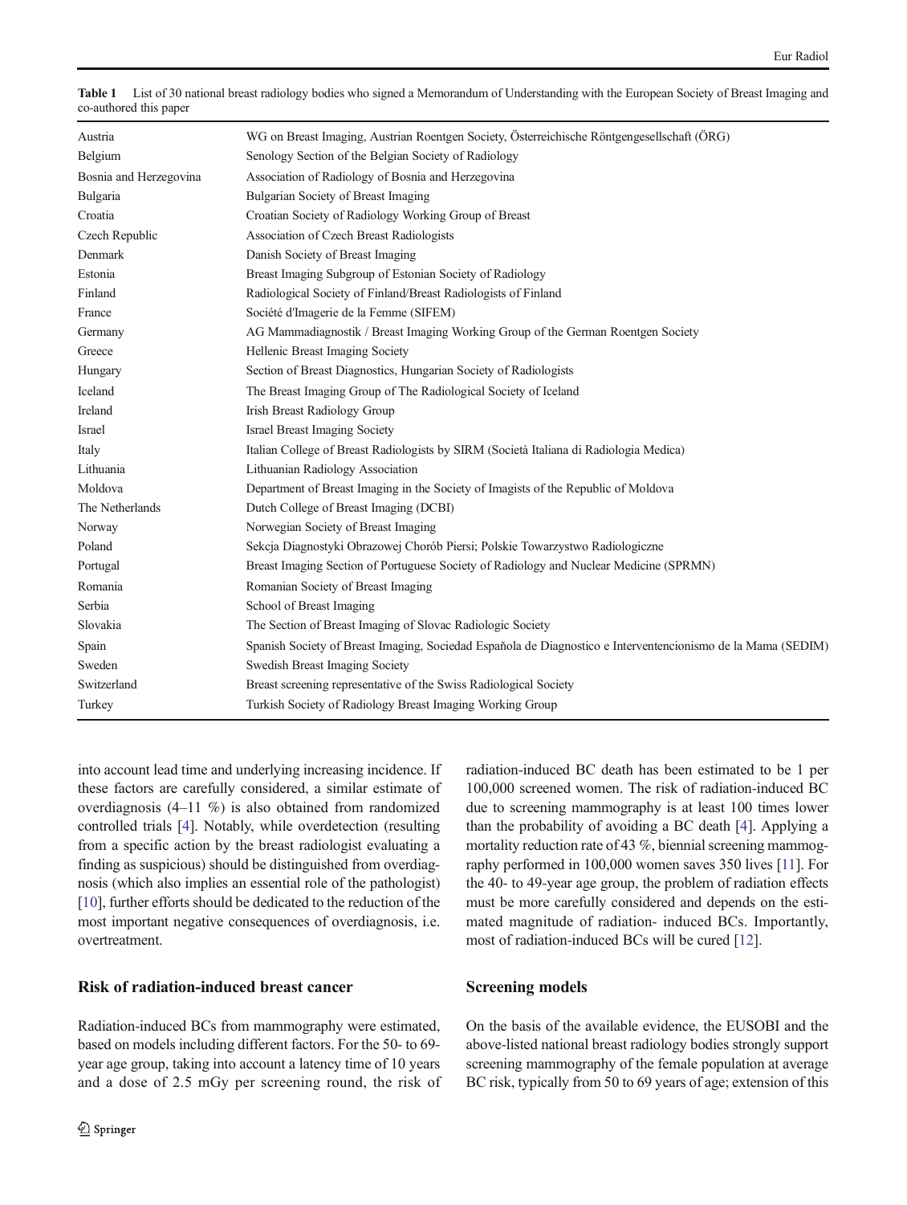Table 1 List of 30 national breast radiology bodies who signed a Memorandum of Understanding with the European Society of Breast Imaging and co-authored this paper

| | |
|---|---|
| Austria | WG on Breast Imaging, Austrian Roentgen Society, Österreichische Röntgengesellschaft (ÖRG) |
| Belgium | Senology Section of the Belgian Society of Radiology |
| Bosnia and Herzegovina | Association of Radiology of Bosnia and Herzegovina |
| Bulgaria | Bulgarian Society of Breast Imaging |
| Croatia | Croatian Society of Radiology Working Group of Breast |
| Czech Republic | Association of Czech Breast Radiologists |
| Denmark | Danish Society of Breast Imaging |
| Estonia | Breast Imaging Subgroup of Estonian Society of Radiology |
| Finland | Radiological Society of Finland/Breast Radiologists of Finland |
| France | Société d'Imagerie de la Femme (SIFEM) |
| Germany | AG Mammadiagnostik / Breast Imaging Working Group of the German Roentgen Society |
| Greece | Hellenic Breast Imaging Society |
| Hungary | Section of Breast Diagnostics, Hungarian Society of Radiologists |
| Iceland | The Breast Imaging Group of The Radiological Society of Iceland |
| Ireland | Irish Breast Radiology Group |
| Israel | Israel Breast Imaging Society |
| Italy | Italian College of Breast Radiologists by SIRM (Società Italiana di Radiologia Medica) |
| Lithuania | Lithuanian Radiology Association |
| Moldova | Department of Breast Imaging in the Society of Imagists of the Republic of Moldova |
| The Netherlands | Dutch College of Breast Imaging (DCBI) |
| Norway | Norwegian Society of Breast Imaging |
| Poland | Sekcja Diagnostyki Obrazowej Chorób Piersi; Polskie Towarzystwo Radiologiczne |
| Portugal | Breast Imaging Section of Portuguese Society of Radiology and Nuclear Medicine (SPRMN) |
| Romania | Romanian Society of Breast Imaging |
| Serbia | School of Breast Imaging |
| Slovakia | The Section of Breast Imaging of Slovac Radiologic Society |
| Spain | Spanish Society of Breast Imaging, Sociedad Española de Diagnostico e Interventencionismo de la Mama (SEDIM) |
| Sweden | Swedish Breast Imaging Society |
| Switzerland | Breast screening representative of the Swiss Radiological Society |
| Turkey | Turkish Society of Radiology Breast Imaging Working Group |

into account lead time and underlying increasing incidence. If these factors are carefully considered, a similar estimate of overdiagnosis (4–11 %) is also obtained from randomized controlled trials [4]. Notably, while overdetection (resulting from a specific action by the breast radiologist evaluating a finding as suspicious) should be distinguished from overdiagnosis (which also implies an essential role of the pathologist) [10], further efforts should be dedicated to the reduction of the most important negative consequences of overdiagnosis, i.e. overtreatment.

## Risk of radiation-induced breast cancer

Radiation-induced BCs from mammography were estimated, based on models including different factors. For the 50- to 69-year age group, taking into account a latency time of 10 years and a dose of 2.5 mGy per screening round, the risk of radiation-induced BC death has been estimated to be 1 per 100,000 screened women. The risk of radiation-induced BC due to screening mammography is at least 100 times lower than the probability of avoiding a BC death [4]. Applying a mortality reduction rate of 43 %, biennial screening mammography performed in 100,000 women saves 350 lives [11]. For the 40- to 49-year age group, the problem of radiation effects must be more carefully considered and depends on the estimated magnitude of radiation- induced BCs. Importantly, most of radiation-induced BCs will be cured [12].

## Screening models

On the basis of the available evidence, the EUSOBI and the above-listed national breast radiology bodies strongly support screening mammography of the female population at average BC risk, typically from 50 to 69 years of age; extension of this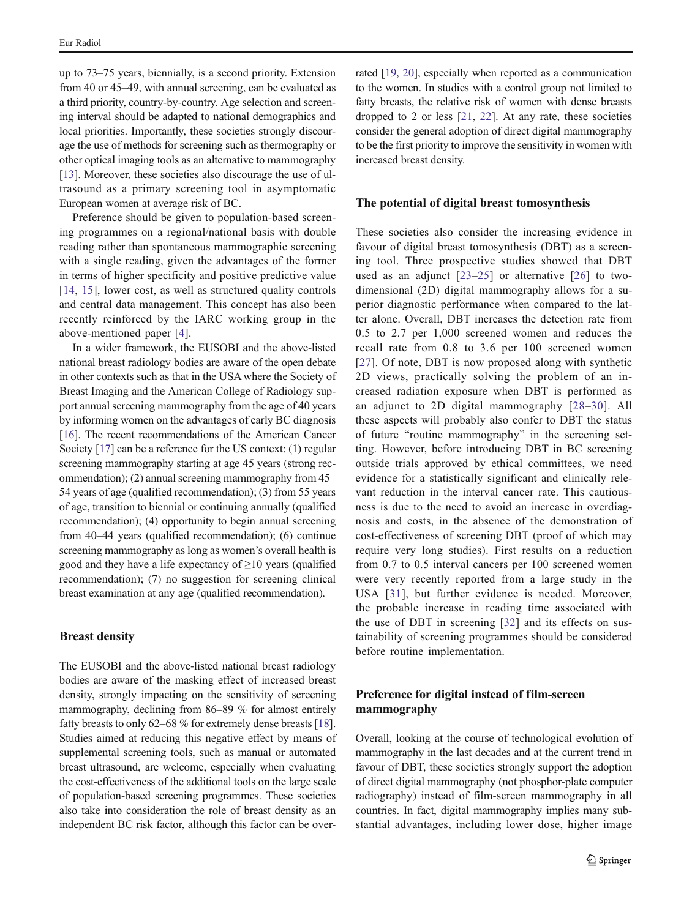up to 73–75 years, biennially, is a second priority. Extension from 40 or 45–49, with annual screening, can be evaluated as a third priority, country-by-country. Age selection and screening interval should be adapted to national demographics and local priorities. Importantly, these societies strongly discourage the use of methods for screening such as thermography or other optical imaging tools as an alternative to mammography [13]. Moreover, these societies also discourage the use of ultrasound as a primary screening tool in asymptomatic European women at average risk of BC.

Preference should be given to population-based screening programmes on a regional/national basis with double reading rather than spontaneous mammographic screening with a single reading, given the advantages of the former in terms of higher specificity and positive predictive value [14, 15], lower cost, as well as structured quality controls and central data management. This concept has also been recently reinforced by the IARC working group in the above-mentioned paper [4].

In a wider framework, the EUSOBI and the above-listed national breast radiology bodies are aware of the open debate in other contexts such as that in the USA where the Society of Breast Imaging and the American College of Radiology support annual screening mammography from the age of 40 years by informing women on the advantages of early BC diagnosis [16]. The recent recommendations of the American Cancer Society [17] can be a reference for the US context: (1) regular screening mammography starting at age 45 years (strong recommendation); (2) annual screening mammography from 45–54 years of age (qualified recommendation); (3) from 55 years of age, transition to biennial or continuing annually (qualified recommendation); (4) opportunity to begin annual screening from 40–44 years (qualified recommendation); (6) continue screening mammography as long as women's overall health is good and they have a life expectancy of ≥10 years (qualified recommendation); (7) no suggestion for screening clinical breast examination at any age (qualified recommendation).

## Breast density

The EUSOBI and the above-listed national breast radiology bodies are aware of the masking effect of increased breast density, strongly impacting on the sensitivity of screening mammography, declining from 86–89 % for almost entirely fatty breasts to only 62–68 % for extremely dense breasts [18]. Studies aimed at reducing this negative effect by means of supplemental screening tools, such as manual or automated breast ultrasound, are welcome, especially when evaluating the cost-effectiveness of the additional tools on the large scale of population-based screening programmes. These societies also take into consideration the role of breast density as an independent BC risk factor, although this factor can be overrated [19, 20], especially when reported as a communication to the women. In studies with a control group not limited to fatty breasts, the relative risk of women with dense breasts dropped to 2 or less [21, 22]. At any rate, these societies consider the general adoption of direct digital mammography to be the first priority to improve the sensitivity in women with increased breast density.

## The potential of digital breast tomosynthesis

These societies also consider the increasing evidence in favour of digital breast tomosynthesis (DBT) as a screening tool. Three prospective studies showed that DBT used as an adjunct [23–25] or alternative [26] to two-dimensional (2D) digital mammography allows for a superior diagnostic performance when compared to the latter alone. Overall, DBT increases the detection rate from 0.5 to 2.7 per 1,000 screened women and reduces the recall rate from 0.8 to 3.6 per 100 screened women [27]. Of note, DBT is now proposed along with synthetic 2D views, practically solving the problem of an increased radiation exposure when DBT is performed as an adjunct to 2D digital mammography [28–30]. All these aspects will probably also confer to DBT the status of future "routine mammography" in the screening setting. However, before introducing DBT in BC screening outside trials approved by ethical committees, we need evidence for a statistically significant and clinically relevant reduction in the interval cancer rate. This cautiousness is due to the need to avoid an increase in overdiagnosis and costs, in the absence of the demonstration of cost-effectiveness of screening DBT (proof of which may require very long studies). First results on a reduction from 0.7 to 0.5 interval cancers per 100 screened women were very recently reported from a large study in the USA [31], but further evidence is needed. Moreover, the probable increase in reading time associated with the use of DBT in screening [32] and its effects on sustainability of screening programmes should be considered before routine implementation.

## Preference for digital instead of film-screen mammography

Overall, looking at the course of technological evolution of mammography in the last decades and at the current trend in favour of DBT, these societies strongly support the adoption of direct digital mammography (not phosphor-plate computer radiography) instead of film-screen mammography in all countries. In fact, digital mammography implies many substantial advantages, including lower dose, higher image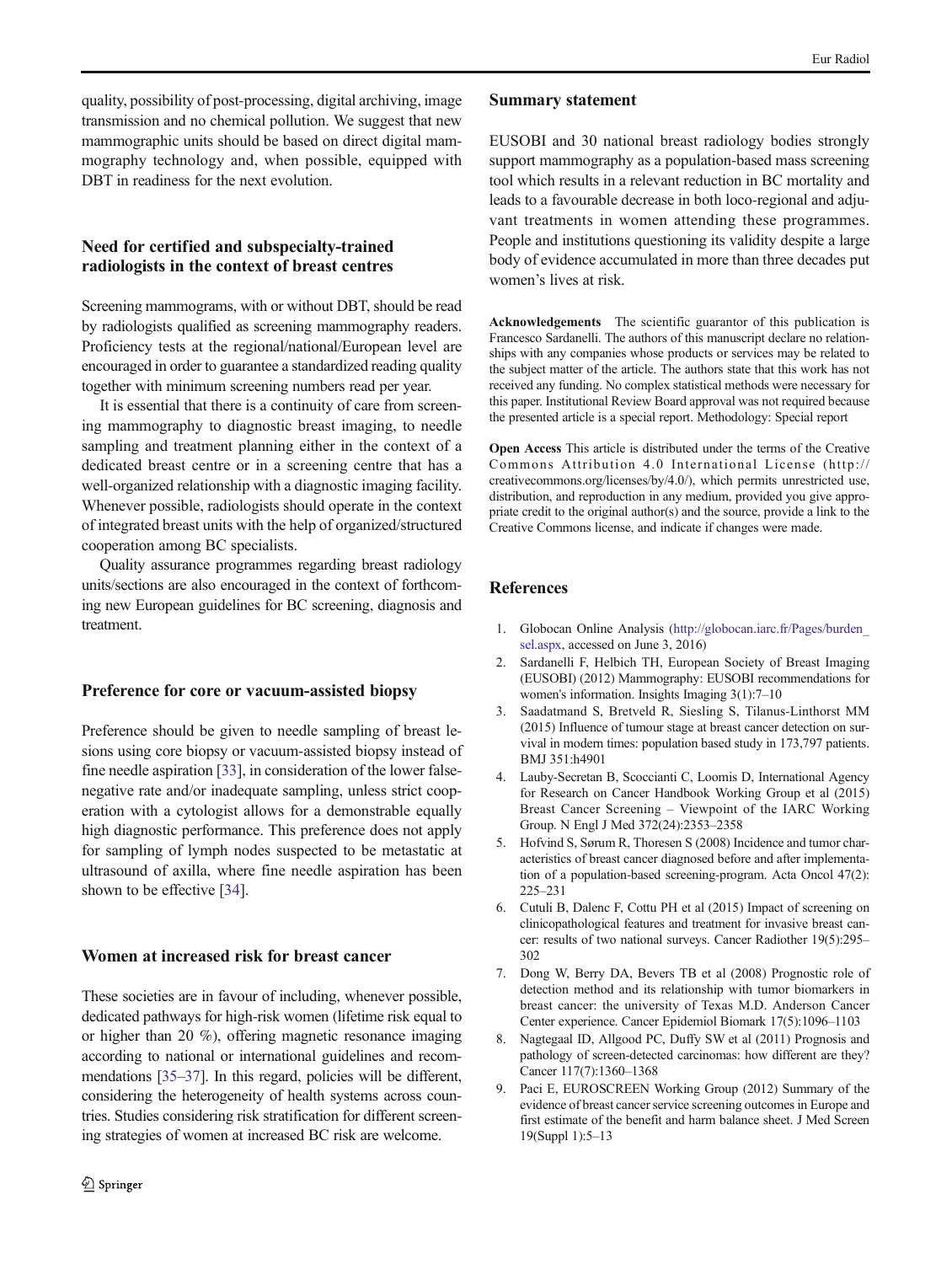quality, possibility of post-processing, digital archiving, image transmission and no chemical pollution. We suggest that new mammographic units should be based on direct digital mammography technology and, when possible, equipped with DBT in readiness for the next evolution.

## Need for certified and subspecialty-trained radiologists in the context of breast centres

Screening mammograms, with or without DBT, should be read by radiologists qualified as screening mammography readers. Proficiency tests at the regional/national/European level are encouraged in order to guarantee a standardized reading quality together with minimum screening numbers read per year.

It is essential that there is a continuity of care from screening mammography to diagnostic breast imaging, to needle sampling and treatment planning either in the context of a dedicated breast centre or in a screening centre that has a well-organized relationship with a diagnostic imaging facility. Whenever possible, radiologists should operate in the context of integrated breast units with the help of organized/structured cooperation among BC specialists.

Quality assurance programmes regarding breast radiology units/sections are also encouraged in the context of forthcoming new European guidelines for BC screening, diagnosis and treatment.

## Preference for core or vacuum-assisted biopsy

Preference should be given to needle sampling of breast lesions using core biopsy or vacuum-assisted biopsy instead of fine needle aspiration [33], in consideration of the lower false-negative rate and/or inadequate sampling, unless strict cooperation with a cytologist allows for a demonstrable equally high diagnostic performance. This preference does not apply for sampling of lymph nodes suspected to be metastatic at ultrasound of axilla, where fine needle aspiration has been shown to be effective [34].

## Women at increased risk for breast cancer

These societies are in favour of including, whenever possible, dedicated pathways for high-risk women (lifetime risk equal to or higher than 20 %), offering magnetic resonance imaging according to national or international guidelines and recommendations [35–37]. In this regard, policies will be different, considering the heterogeneity of health systems across countries. Studies considering risk stratification for different screening strategies of women at increased BC risk are welcome.

## Summary statement

EUSOBI and 30 national breast radiology bodies strongly support mammography as a population-based mass screening tool which results in a relevant reduction in BC mortality and leads to a favourable decrease in both loco-regional and adjuvant treatments in women attending these programmes. People and institutions questioning its validity despite a large body of evidence accumulated in more than three decades put women's lives at risk.

**Acknowledgements** The scientific guarantor of this publication is Francesco Sardanelli. The authors of this manuscript declare no relationships with any companies whose products or services may be related to the subject matter of the article. The authors state that this work has not received any funding. No complex statistical methods were necessary for this paper. Institutional Review Board approval was not required because the presented article is a special report. Methodology: Special report

**Open Access** This article is distributed under the terms of the Creative Commons Attribution 4.0 International License (http://creativecommons.org/licenses/by/4.0/), which permits unrestricted use, distribution, and reproduction in any medium, provided you give appropriate credit to the original author(s) and the source, provide a link to the Creative Commons license, and indicate if changes were made.

## References

1. Globocan Online Analysis (http://globocan.iarc.fr/Pages/burden_sel.aspx, accessed on June 3, 2016)
2. Sardanelli F, Helbich TH, European Society of Breast Imaging (EUSOBI) (2012) Mammography: EUSOBI recommendations for women's information. Insights Imaging 3(1):7–10
3. Saadatmand S, Bretveld R, Siesling S, Tilanus-Linthorst MM (2015) Influence of tumour stage at breast cancer detection on survival in modern times: population based study in 173,797 patients. BMJ 351:h4901
4. Lauby-Secretan B, Scoccianti C, Loomis D, International Agency for Research on Cancer Handbook Working Group et al (2015) Breast Cancer Screening – Viewpoint of the IARC Working Group. N Engl J Med 372(24):2353–2358
5. Hofvind S, Sørum R, Thoresen S (2008) Incidence and tumor characteristics of breast cancer diagnosed before and after implementation of a population-based screening-program. Acta Oncol 47(2):225–231
6. Cutuli B, Dalenc F, Cottu PH et al (2015) Impact of screening on clinicopathological features and treatment for invasive breast cancer: results of two national surveys. Cancer Radiother 19(5):295–302
7. Dong W, Berry DA, Bevers TB et al (2008) Prognostic role of detection method and its relationship with tumor biomarkers in breast cancer: the university of Texas M.D. Anderson Cancer Center experience. Cancer Epidemiol Biomark 17(5):1096–1103
8. Nagtegaal ID, Allgood PC, Duffy SW et al (2011) Prognosis and pathology of screen-detected carcinomas: how different are they? Cancer 117(7):1360–1368
9. Paci E, EUROSCREEN Working Group (2012) Summary of the evidence of breast cancer service screening outcomes in Europe and first estimate of the benefit and harm balance sheet. J Med Screen 19(Suppl 1):5–13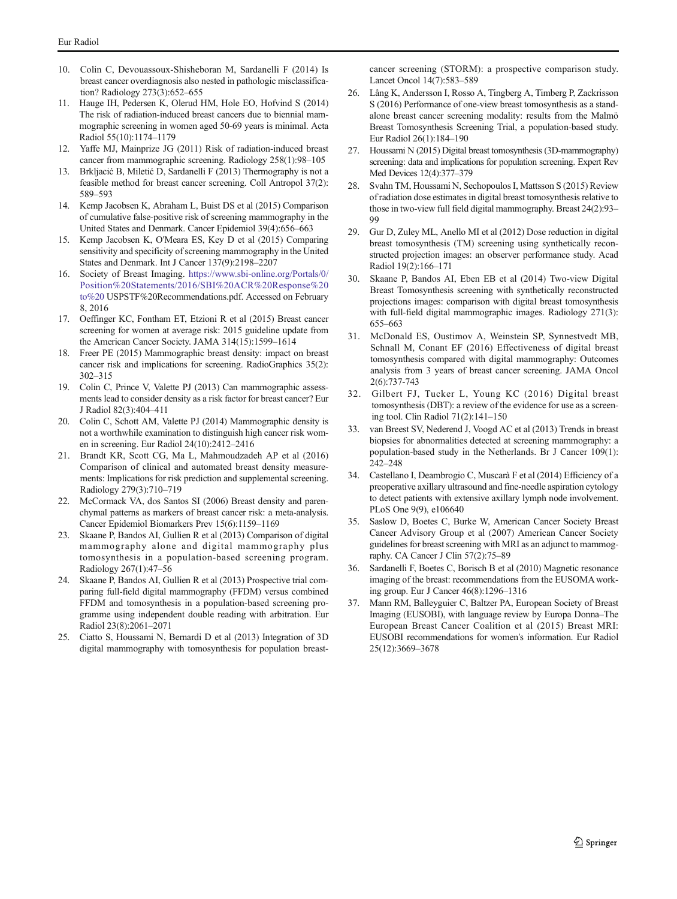10. Colin C, Devouassoux-Shisheboran M, Sardanelli F (2014) Is breast cancer overdiagnosis also nested in pathologic misclassification? Radiology 273(3):652–655
11. Hauge IH, Pedersen K, Olerud HM, Hole EO, Hofvind S (2014) The risk of radiation-induced breast cancers due to biennial mammographic screening in women aged 50-69 years is minimal. Acta Radiol 55(10):1174–1179
12. Yaffe MJ, Mainprize JG (2011) Risk of radiation-induced breast cancer from mammographic screening. Radiology 258(1):98–105
13. Brkljacić B, Miletić D, Sardanelli F (2013) Thermography is not a feasible method for breast cancer screening. Coll Antropol 37(2): 589–593
14. Kemp Jacobsen K, Abraham L, Buist DS et al (2015) Comparison of cumulative false-positive risk of screening mammography in the United States and Denmark. Cancer Epidemiol 39(4):656–663
15. Kemp Jacobsen K, O'Meara ES, Key D et al (2015) Comparing sensitivity and specificity of screening mammography in the United States and Denmark. Int J Cancer 137(9):2198–2207
16. Society of Breast Imaging. https://www.sbi-online.org/Portals/0/Position%20Statements/2016/SBI%20ACR%20Response%20to%20 USPSTF%20Recommendations.pdf. Accessed on February 8, 2016
17. Oeffinger KC, Fontham ET, Etzioni R et al (2015) Breast cancer screening for women at average risk: 2015 guideline update from the American Cancer Society. JAMA 314(15):1599–1614
18. Freer PE (2015) Mammographic breast density: impact on breast cancer risk and implications for screening. RadioGraphics 35(2): 302–315
19. Colin C, Prince V, Valette PJ (2013) Can mammographic assessments lead to consider density as a risk factor for breast cancer? Eur J Radiol 82(3):404–411
20. Colin C, Schott AM, Valette PJ (2014) Mammographic density is not a worthwhile examination to distinguish high cancer risk women in screening. Eur Radiol 24(10):2412–2416
21. Brandt KR, Scott CG, Ma L, Mahmoudzadeh AP et al (2016) Comparison of clinical and automated breast density measurements: Implications for risk prediction and supplemental screening. Radiology 279(3):710–719
22. McCormack VA, dos Santos SI (2006) Breast density and parenchymal patterns as markers of breast cancer risk: a meta-analysis. Cancer Epidemiol Biomarkers Prev 15(6):1159–1169
23. Skaane P, Bandos AI, Gullien R et al (2013) Comparison of digital mammography alone and digital mammography plus tomosynthesis in a population-based screening program. Radiology 267(1):47–56
24. Skaane P, Bandos AI, Gullien R et al (2013) Prospective trial comparing full-field digital mammography (FFDM) versus combined FFDM and tomosynthesis in a population-based screening programme using independent double reading with arbitration. Eur Radiol 23(8):2061–2071
25. Ciatto S, Houssami N, Bernardi D et al (2013) Integration of 3D digital mammography with tomosynthesis for population breast-cancer screening (STORM): a prospective comparison study. Lancet Oncol 14(7):583–589
26. Lång K, Andersson I, Rosso A, Tingberg A, Timberg P, Zackrisson S (2016) Performance of one-view breast tomosynthesis as a standalone breast cancer screening modality: results from the Malmö Breast Tomosynthesis Screening Trial, a population-based study. Eur Radiol 26(1):184–190
27. Houssami N (2015) Digital breast tomosynthesis (3D-mammography) screening: data and implications for population screening. Expert Rev Med Devices 12(4):377–379
28. Svahn TM, Houssami N, Sechopoulos I, Mattsson S (2015) Review of radiation dose estimates in digital breast tomosynthesis relative to those in two-view full field digital mammography. Breast 24(2):93–99
29. Gur D, Zuley ML, Anello MI et al (2012) Dose reduction in digital breast tomosynthesis (TM) screening using synthetically reconstructed projection images: an observer performance study. Acad Radiol 19(2):166–171
30. Skaane P, Bandos AI, Eben EB et al (2014) Two-view Digital Breast Tomosynthesis screening with synthetically reconstructed projections images: comparison with digital breast tomosynthesis with full-field digital mammographic images. Radiology 271(3): 655–663
31. McDonald ES, Oustimov A, Weinstein SP, Synnestvedt MB, Schnall M, Conant EF (2016) Effectiveness of digital breast tomosynthesis compared with digital mammography: Outcomes analysis from 3 years of breast cancer screening. JAMA Oncol 2(6):737-743
32. Gilbert FJ, Tucker L, Young KC (2016) Digital breast tomosynthesis (DBT): a review of the evidence for use as a screening tool. Clin Radiol 71(2):141–150
33. van Breest SV, Nederend J, Voogd AC et al (2013) Trends in breast biopsies for abnormalities detected at screening mammography: a population-based study in the Netherlands. Br J Cancer 109(1): 242–248
34. Castellano I, Deambrogio C, Muscarà F et al (2014) Efficiency of a preoperative axillary ultrasound and fine-needle aspiration cytology to detect patients with extensive axillary lymph node involvement. PLoS One 9(9), e106640
35. Saslow D, Boetes C, Burke W, American Cancer Society Breast Cancer Advisory Group et al (2007) American Cancer Society guidelines for breast screening with MRI as an adjunct to mammography. CA Cancer J Clin 57(2):75–89
36. Sardanelli F, Boetes C, Borisch B et al (2010) Magnetic resonance imaging of the breast: recommendations from the EUSOMA working group. Eur J Cancer 46(8):1296–1316
37. Mann RM, Balleyguier C, Baltzer PA, European Society of Breast Imaging (EUSOBI), with language review by Europa Donna–The European Breast Cancer Coalition et al (2015) Breast MRI: EUSOBI recommendations for women's information. Eur Radiol 25(12):3669–3678